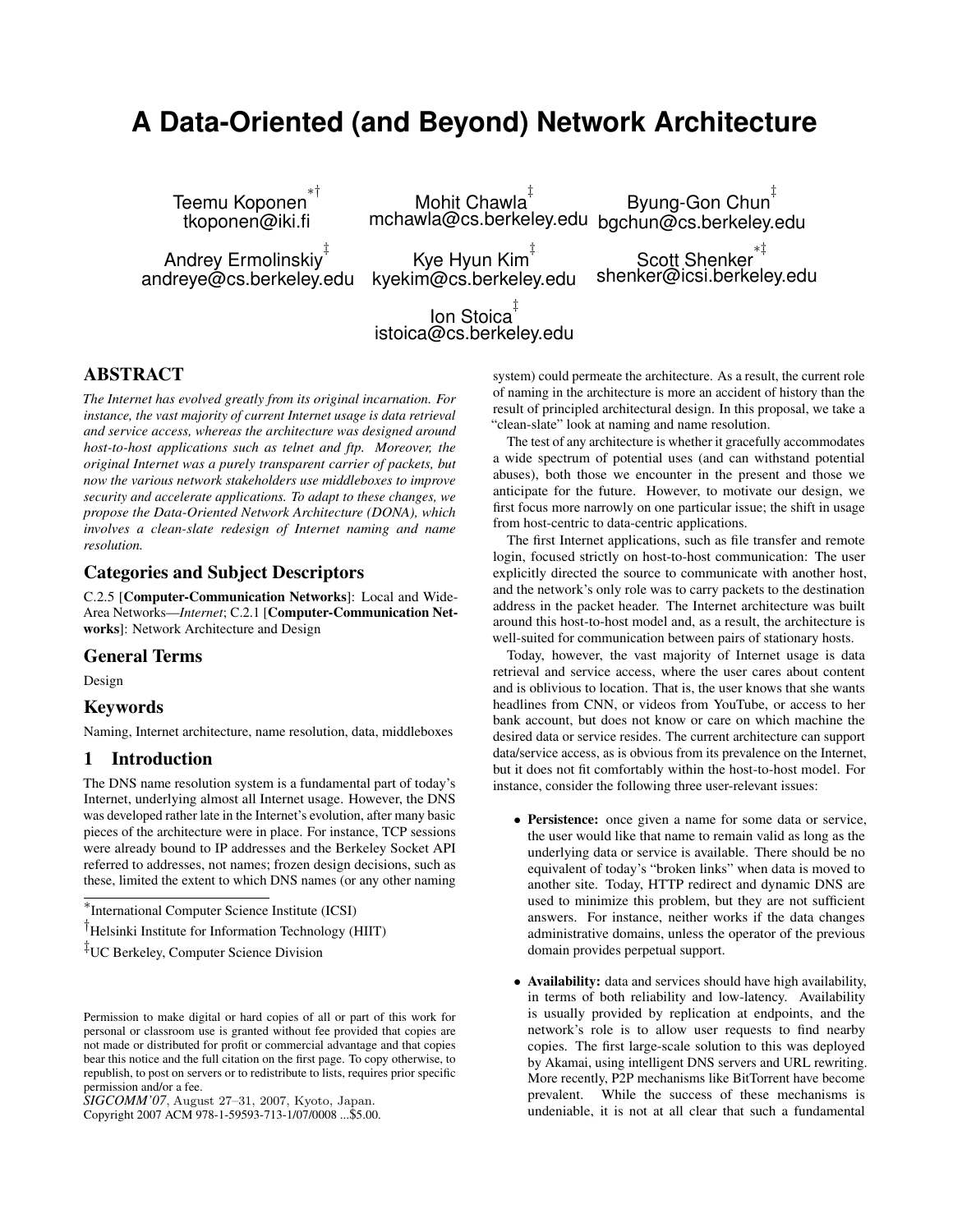# A Data-Oriented (and Beyond) Network Architecture

Teemu Koponen[*†]
tkoponen@iki.fi

Mohit Chawla[‡]
mchawla@cs.berkeley.edu

Byung-Gon Chun[‡]
bgchun@cs.berkeley.edu

Andrey Ermolinskiy[‡]
andreye@cs.berkeley.edu

Kye Hyun Kim[‡]
kyekim@cs.berkeley.edu

Scott Shenker[*‡]
shenker@icsi.berkeley.edu

Ion Stoica[‡]
istoica@cs.berkeley.edu

## ABSTRACT

*The Internet has evolved greatly from its original incarnation. For instance, the vast majority of current Internet usage is data retrieval and service access, whereas the architecture was designed around host-to-host applications such as telnet and ftp. Moreover, the original Internet was a purely transparent carrier of packets, but now the various network stakeholders use middleboxes to improve security and accelerate applications. To adapt to these changes, we propose the Data-Oriented Network Architecture (DONA), which involves a clean-slate redesign of Internet naming and name resolution.*

### Categories and Subject Descriptors

C.2.5 [**Computer-Communication Networks**]: Local and Wide-Area Networks—*Internet*; C.2.1 [**Computer-Communication Networks**]: Network Architecture and Design

### General Terms

Design

### Keywords

Naming, Internet architecture, name resolution, data, middleboxes

## 1 Introduction

The DNS name resolution system is a fundamental part of today's Internet, underlying almost all Internet usage. However, the DNS was developed rather late in the Internet's evolution, after many basic pieces of the architecture were in place. For instance, TCP sessions were already bound to IP addresses and the Berkeley Socket API referred to addresses, not names; frozen design decisions, such as these, limited the extent to which DNS names (or any other naming system) could permeate the architecture. As a result, the current role of naming in the architecture is more an accident of history than the result of principled architectural design. In this proposal, we take a "clean-slate" look at naming and name resolution.

The test of any architecture is whether it gracefully accommodates a wide spectrum of potential uses (and can withstand potential abuses), both those we encounter in the present and those we anticipate for the future. However, to motivate our design, we first focus more narrowly on one particular issue; the shift in usage from host-centric to data-centric applications.

The first Internet applications, such as file transfer and remote login, focused strictly on host-to-host communication: The user explicitly directed the source to communicate with another host, and the network's only role was to carry packets to the destination address in the packet header. The Internet architecture was built around this host-to-host model and, as a result, the architecture is well-suited for communication between pairs of stationary hosts.

Today, however, the vast majority of Internet usage is data retrieval and service access, where the user cares about content and is oblivious to location. That is, the user knows that she wants headlines from CNN, or videos from YouTube, or access to her bank account, but does not know or care on which machine the desired data or service resides. The current architecture can support data/service access, as is obvious from its prevalence on the Internet, but it does not fit comfortably within the host-to-host model. For instance, consider the following three user-relevant issues:

- **Persistence:** once given a name for some data or service, the user would like that name to remain valid as long as the underlying data or service is available. There should be no equivalent of today's "broken links" when data is moved to another site. Today, HTTP redirect and dynamic DNS are used to minimize this problem, but they are not sufficient answers. For instance, neither works if the data changes administrative domains, unless the operator of the previous domain provides perpetual support.

- **Availability:** data and services should have high availability, in terms of both reliability and low-latency. Availability is usually provided by replication at endpoints, and the network's role is to allow user requests to find nearby copies. The first large-scale solution to this was deployed by Akamai, using intelligent DNS servers and URL rewriting. More recently, P2P mechanisms like BitTorrent have become prevalent. While the success of these mechanisms is undeniable, it is not at all clear that such a fundamental

[*]International Computer Science Institute (ICSI)

[†]Helsinki Institute for Information Technology (HIIT)

[‡]UC Berkeley, Computer Science Division

Permission to make digital or hard copies of all or part of this work for personal or classroom use is granted without fee provided that copies are not made or distributed for profit or commercial advantage and that copies bear this notice and the full citation on the first page. To copy otherwise, to republish, to post on servers or to redistribute to lists, requires prior specific permission and/or a fee.
*SIGCOMM'07*, August 27–31, 2007, Kyoto, Japan.
Copyright 2007 ACM 978-1-59593-713-1/07/0008 ...$5.00.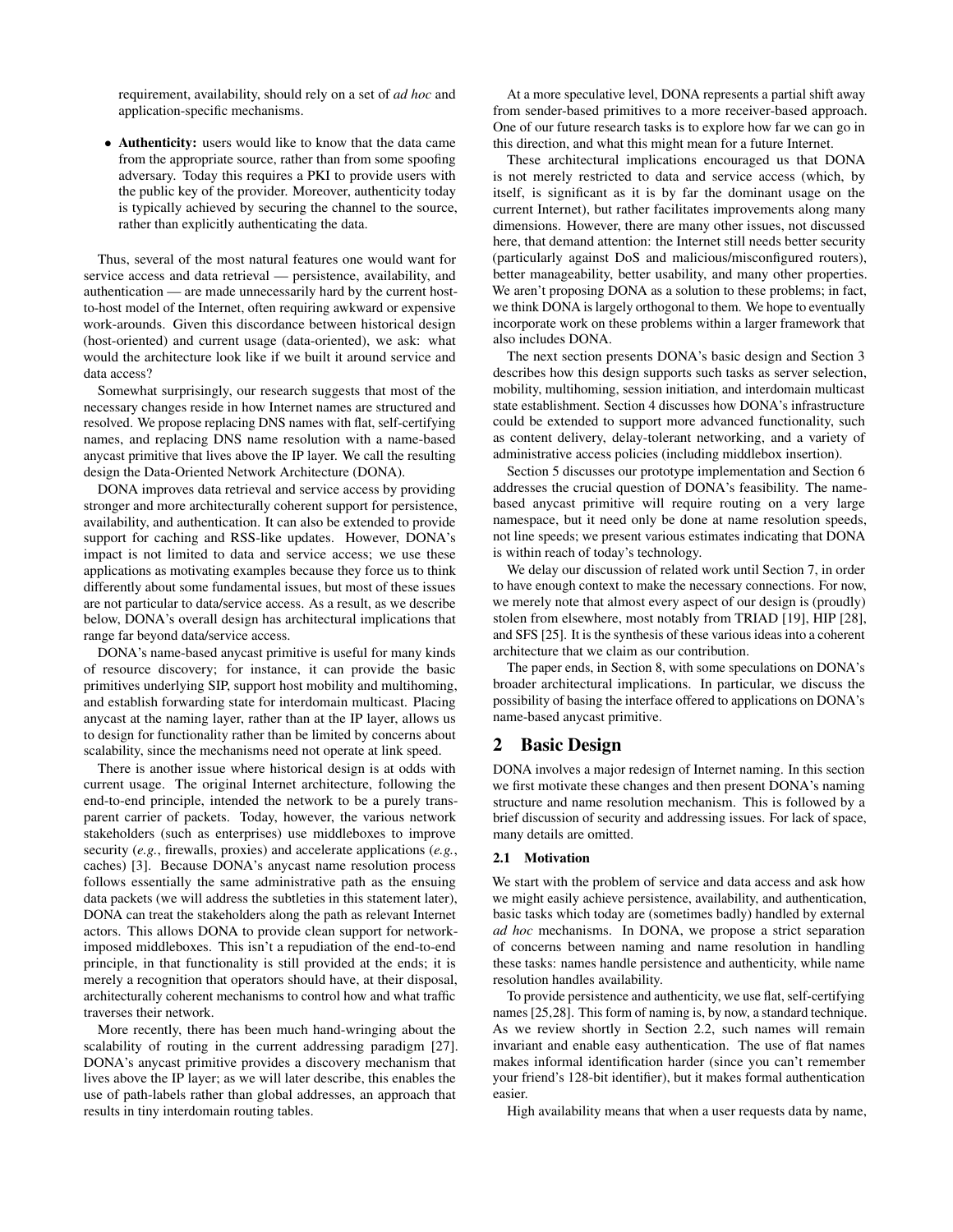requirement, availability, should rely on a set of *ad hoc* and application-specific mechanisms.

- **Authenticity:** users would like to know that the data came from the appropriate source, rather than from some spoofing adversary. Today this requires a PKI to provide users with the public key of the provider. Moreover, authenticity today is typically achieved by securing the channel to the source, rather than explicitly authenticating the data.

Thus, several of the most natural features one would want for service access and data retrieval — persistence, availability, and authentication — are made unnecessarily hard by the current host-to-host model of the Internet, often requiring awkward or expensive work-arounds. Given this discordance between historical design (host-oriented) and current usage (data-oriented), we ask: what would the architecture look like if we built it around service and data access?

Somewhat surprisingly, our research suggests that most of the necessary changes reside in how Internet names are structured and resolved. We propose replacing DNS names with flat, self-certifying names, and replacing DNS name resolution with a name-based anycast primitive that lives above the IP layer. We call the resulting design the Data-Oriented Network Architecture (DONA).

DONA improves data retrieval and service access by providing stronger and more architecturally coherent support for persistence, availability, and authentication. It can also be extended to provide support for caching and RSS-like updates. However, DONA's impact is not limited to data and service access; we use these applications as motivating examples because they force us to think differently about some fundamental issues, but most of these issues are not particular to data/service access. As a result, as we describe below, DONA's overall design has architectural implications that range far beyond data/service access.

DONA's name-based anycast primitive is useful for many kinds of resource discovery; for instance, it can provide the basic primitives underlying SIP, support host mobility and multihoming, and establish forwarding state for interdomain multicast. Placing anycast at the naming layer, rather than at the IP layer, allows us to design for functionality rather than be limited by concerns about scalability, since the mechanisms need not operate at link speed.

There is another issue where historical design is at odds with current usage. The original Internet architecture, following the end-to-end principle, intended the network to be a purely transparent carrier of packets. Today, however, the various network stakeholders (such as enterprises) use middleboxes to improve security (*e.g.*, firewalls, proxies) and accelerate applications (*e.g.*, caches) [3]. Because DONA's anycast name resolution process follows essentially the same administrative path as the ensuing data packets (we will address the subtleties in this statement later), DONA can treat the stakeholders along the path as relevant Internet actors. This allows DONA to provide clean support for network-imposed middleboxes. This isn't a repudiation of the end-to-end principle, in that functionality is still provided at the ends; it is merely a recognition that operators should have, at their disposal, architecturally coherent mechanisms to control how and what traffic traverses their network.

More recently, there has been much hand-wringing about the scalability of routing in the current addressing paradigm [27]. DONA's anycast primitive provides a discovery mechanism that lives above the IP layer; as we will later describe, this enables the use of path-labels rather than global addresses, an approach that results in tiny interdomain routing tables.

At a more speculative level, DONA represents a partial shift away from sender-based primitives to a more receiver-based approach. One of our future research tasks is to explore how far we can go in this direction, and what this might mean for a future Internet.

These architectural implications encouraged us that DONA is not merely restricted to data and service access (which, by itself, is significant as it is by far the dominant usage on the current Internet), but rather facilitates improvements along many dimensions. However, there are many other issues, not discussed here, that demand attention: the Internet still needs better security (particularly against DoS and malicious/misconfigured routers), better manageability, better usability, and many other properties. We aren't proposing DONA as a solution to these problems; in fact, we think DONA is largely orthogonal to them. We hope to eventually incorporate work on these problems within a larger framework that also includes DONA.

The next section presents DONA's basic design and Section 3 describes how this design supports such tasks as server selection, mobility, multihoming, session initiation, and interdomain multicast state establishment. Section 4 discusses how DONA's infrastructure could be extended to support more advanced functionality, such as content delivery, delay-tolerant networking, and a variety of administrative access policies (including middlebox insertion).

Section 5 discusses our prototype implementation and Section 6 addresses the crucial question of DONA's feasibility. The name-based anycast primitive will require routing on a very large namespace, but it need only be done at name resolution speeds, not line speeds; we present various estimates indicating that DONA is within reach of today's technology.

We delay our discussion of related work until Section 7, in order to have enough context to make the necessary connections. For now, we merely note that almost every aspect of our design is (proudly) stolen from elsewhere, most notably from TRIAD [19], HIP [28], and SFS [25]. It is the synthesis of these various ideas into a coherent architecture that we claim as our contribution.

The paper ends, in Section 8, with some speculations on DONA's broader architectural implications. In particular, we discuss the possibility of basing the interface offered to applications on DONA's name-based anycast primitive.

## 2 Basic Design

DONA involves a major redesign of Internet naming. In this section we first motivate these changes and then present DONA's naming structure and name resolution mechanism. This is followed by a brief discussion of security and addressing issues. For lack of space, many details are omitted.

### 2.1 Motivation

We start with the problem of service and data access and ask how we might easily achieve persistence, availability, and authentication, basic tasks which today are (sometimes badly) handled by external *ad hoc* mechanisms. In DONA, we propose a strict separation of concerns between naming and name resolution in handling these tasks: names handle persistence and authenticity, while name resolution handles availability.

To provide persistence and authenticity, we use flat, self-certifying names [25,28]. This form of naming is, by now, a standard technique. As we review shortly in Section 2.2, such names will remain invariant and enable easy authentication. The use of flat names makes informal identification harder (since you can't remember your friend's 128-bit identifier), but it makes formal authentication easier.

High availability means that when a user requests data by name,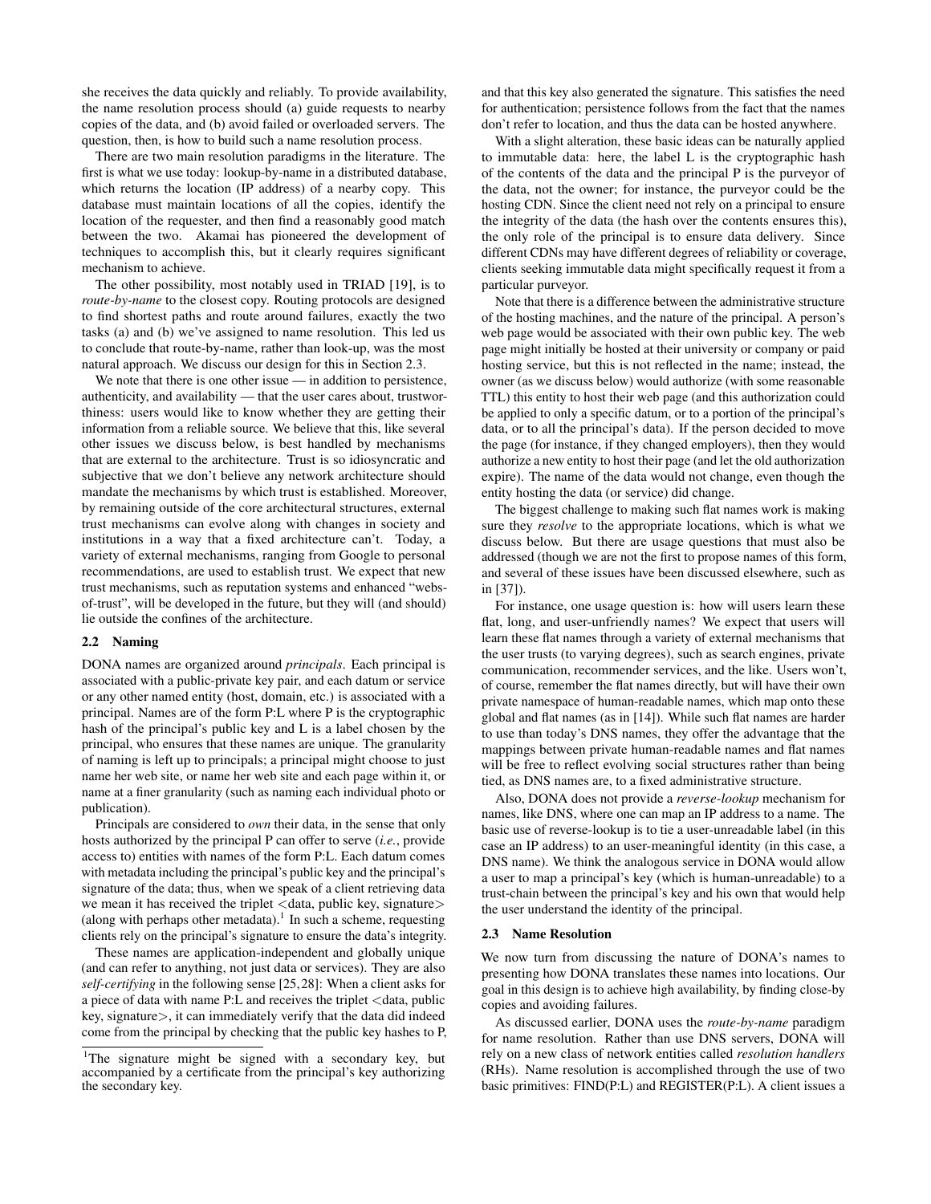she receives the data quickly and reliably. To provide availability, the name resolution process should (a) guide requests to nearby copies of the data, and (b) avoid failed or overloaded servers. The question, then, is how to build such a name resolution process.

There are two main resolution paradigms in the literature. The first is what we use today: lookup-by-name in a distributed database, which returns the location (IP address) of a nearby copy. This database must maintain locations of all the copies, identify the location of the requester, and then find a reasonably good match between the two. Akamai has pioneered the development of techniques to accomplish this, but it clearly requires significant mechanism to achieve.

The other possibility, most notably used in TRIAD [19], is to *route-by-name* to the closest copy. Routing protocols are designed to find shortest paths and route around failures, exactly the two tasks (a) and (b) we've assigned to name resolution. This led us to conclude that route-by-name, rather than look-up, was the most natural approach. We discuss our design for this in Section 2.3.

We note that there is one other issue — in addition to persistence, authenticity, and availability — that the user cares about, trustworthiness: users would like to know whether they are getting their information from a reliable source. We believe that this, like several other issues we discuss below, is best handled by mechanisms that are external to the architecture. Trust is so idiosyncratic and subjective that we don't believe any network architecture should mandate the mechanisms by which trust is established. Moreover, by remaining outside of the core architectural structures, external trust mechanisms can evolve along with changes in society and institutions in a way that a fixed architecture can't. Today, a variety of external mechanisms, ranging from Google to personal recommendations, are used to establish trust. We expect that new trust mechanisms, such as reputation systems and enhanced "webs-of-trust", will be developed in the future, but they will (and should) lie outside the confines of the architecture.

### 2.2 Naming

DONA names are organized around *principals*. Each principal is associated with a public-private key pair, and each datum or service or any other named entity (host, domain, etc.) is associated with a principal. Names are of the form P:L where P is the cryptographic hash of the principal's public key and L is a label chosen by the principal, who ensures that these names are unique. The granularity of naming is left up to principals; a principal might choose to just name her web site, or name her web site and each page within it, or name at a finer granularity (such as naming each individual photo or publication).

Principals are considered to *own* their data, in the sense that only hosts authorized by the principal P can offer to serve (*i.e.*, provide access to) entities with names of the form P:L. Each datum comes with metadata including the principal's public key and the principal's signature of the data; thus, when we speak of a client retrieving data we mean it has received the triplet <data, public key, signature> (along with perhaps other metadata).[1] In such a scheme, requesting clients rely on the principal's signature to ensure the data's integrity.

These names are application-independent and globally unique (and can refer to anything, not just data or services). They are also *self-certifying* in the following sense [25,28]: When a client asks for a piece of data with name P:L and receives the triplet <data, public key, signature>, it can immediately verify that the data did indeed come from the principal by checking that the public key hashes to P, and that this key also generated the signature. This satisfies the need for authentication; persistence follows from the fact that the names don't refer to location, and thus the data can be hosted anywhere.

With a slight alteration, these basic ideas can be naturally applied to immutable data: here, the label L is the cryptographic hash of the contents of the data and the principal P is the purveyor of the data, not the owner; for instance, the purveyor could be the hosting CDN. Since the client need not rely on a principal to ensure the integrity of the data (the hash over the contents ensures this), the only role of the principal is to ensure data delivery. Since different CDNs may have different degrees of reliability or coverage, clients seeking immutable data might specifically request it from a particular purveyor.

Note that there is a difference between the administrative structure of the hosting machines, and the nature of the principal. A person's web page would be associated with their own public key. The web page might initially be hosted at their university or company or paid hosting service, but this is not reflected in the name; instead, the owner (as we discuss below) would authorize (with some reasonable TTL) this entity to host their web page (and this authorization could be applied to only a specific datum, or to a portion of the principal's data, or to all the principal's data). If the person decided to move the page (for instance, if they changed employers), then they would authorize a new entity to host their page (and let the old authorization expire). The name of the data would not change, even though the entity hosting the data (or service) did change.

The biggest challenge to making such flat names work is making sure they *resolve* to the appropriate locations, which is what we discuss below. But there are usage questions that must also be addressed (though we are not the first to propose names of this form, and several of these issues have been discussed elsewhere, such as in [37]).

For instance, one usage question is: how will users learn these flat, long, and user-unfriendly names? We expect that users will learn these flat names through a variety of external mechanisms that the user trusts (to varying degrees), such as search engines, private communication, recommender services, and the like. Users won't, of course, remember the flat names directly, but will have their own private namespace of human-readable names, which map onto these global and flat names (as in [14]). While such flat names are harder to use than today's DNS names, they offer the advantage that the mappings between private human-readable names and flat names will be free to reflect evolving social structures rather than being tied, as DNS names are, to a fixed administrative structure.

Also, DONA does not provide a *reverse-lookup* mechanism for names, like DNS, where one can map an IP address to a name. The basic use of reverse-lookup is to tie a user-unreadable label (in this case an IP address) to an user-meaningful identity (in this case, a DNS name). We think the analogous service in DONA would allow a user to map a principal's key (which is human-unreadable) to a trust-chain between the principal's key and his own that would help the user understand the identity of the principal.

### 2.3 Name Resolution

We now turn from discussing the nature of DONA's names to presenting how DONA translates these names into locations. Our goal in this design is to achieve high availability, by finding close-by copies and avoiding failures.

As discussed earlier, DONA uses the *route-by-name* paradigm for name resolution. Rather than use DNS servers, DONA will rely on a new class of network entities called *resolution handlers* (RHs). Name resolution is accomplished through the use of two basic primitives: FIND(P:L) and REGISTER(P:L). A client issues a

[1] The signature might be signed with a secondary key, but accompanied by a certificate from the principal's key authorizing the secondary key.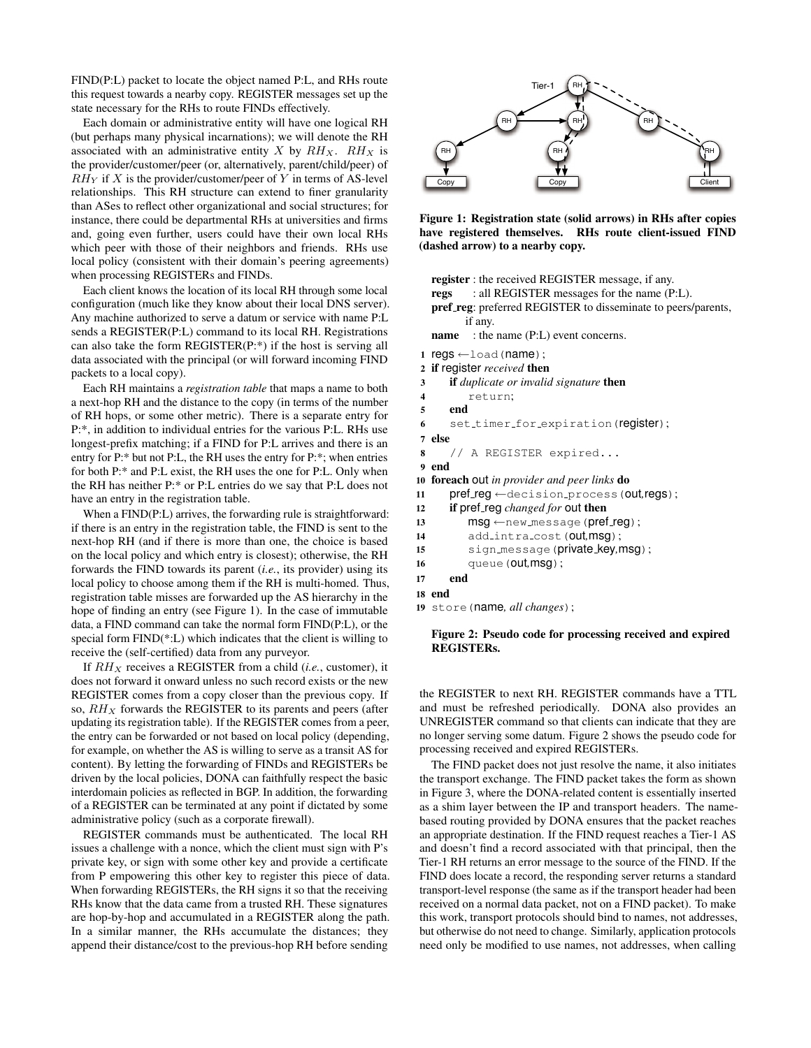FIND(P:L) packet to locate the object named P:L, and RHs route this request towards a nearby copy. REGISTER messages set up the state necessary for the RHs to route FINDs effectively.

Each domain or administrative entity will have one logical RH (but perhaps many physical incarnations); we will denote the RH associated with an administrative entity $X$ by $RH_X$. $RH_X$ is the provider/customer/peer (or, alternatively, parent/child/peer) of $RH_Y$ if $X$ is the provider/customer/peer of $Y$ in terms of AS-level relationships. This RH structure can extend to finer granularity than ASes to reflect other organizational and social structures; for instance, there could be departmental RHs at universities and firms and, going even further, users could have their own local RHs which peer with those of their neighbors and friends. RHs use local policy (consistent with their domain's peering agreements) when processing REGISTERs and FINDs.

Each client knows the location of its local RH through some local configuration (much like they know about their local DNS server). Any machine authorized to serve a datum or service with name P:L sends a REGISTER(P:L) command to its local RH. Registrations can also take the form REGISTER(P:*) if the host is serving all data associated with the principal (or will forward incoming FIND packets to a local copy).

Each RH maintains a *registration table* that maps a name to both a next-hop RH and the distance to the copy (in terms of the number of RH hops, or some other metric). There is a separate entry for P:*, in addition to individual entries for the various P:L. RHs use longest-prefix matching; if a FIND for P:L arrives and there is an entry for P:* but not P:L, the RH uses the entry for P:*; when entries for both P:* and P:L exist, the RH uses the one for P:L. Only when the RH has neither P:* or P:L entries do we say that P:L does not have an entry in the registration table.

When a FIND(P:L) arrives, the forwarding rule is straightforward: if there is an entry in the registration table, the FIND is sent to the next-hop RH (and if there is more than one, the choice is based on the local policy and which entry is closest); otherwise, the RH forwards the FIND towards its parent (*i.e.*, its provider) using its local policy to choose among them if the RH is multi-homed. Thus, registration table misses are forwarded up the AS hierarchy in the hope of finding an entry (see Figure 1). In the case of immutable data, a FIND command can take the normal form FIND(P:L), or the special form FIND(*:L) which indicates that the client is willing to receive the (self-certified) data from any purveyor.

If $RH_X$ receives a REGISTER from a child (*i.e.*, customer), it does not forward it onward unless no such record exists or the new REGISTER comes from a copy closer than the previous copy. If so, $RH_X$ forwards the REGISTER to its parents and peers (after updating its registration table). If the REGISTER comes from a peer, the entry can be forwarded or not based on local policy (depending, for example, on whether the AS is willing to serve as a transit AS for content). By letting the forwarding of FINDs and REGISTERs be driven by the local policies, DONA can faithfully respect the basic interdomain policies as reflected in BGP. In addition, the forwarding of a REGISTER can be terminated at any point if dictated by some administrative policy (such as a corporate firewall).

REGISTER commands must be authenticated. The local RH issues a challenge with a nonce, which the client must sign with P's private key, or sign with some other key and provide a certificate from P empowering this other key to register this piece of data. When forwarding REGISTERs, the RH signs it so that the receiving RHs know that the data came from a trusted RH. These signatures are hop-by-hop and accumulated in a REGISTER along the path. In a similar manner, the RHs accumulate the distances; they append their distance/cost to the previous-hop RH before sending the REGISTER to next RH. REGISTER commands have a TTL and must be refreshed periodically. DONA also provides an UNREGISTER command so that clients can indicate that they are no longer serving some datum. Figure 2 shows the pseudo code for processing received and expired REGISTERs.

**Figure 1: Registration state (solid arrows) in RHs after copies have registered themselves. RHs route client-issued FIND (dashed arrow) to a nearby copy.**

**register** : the received REGISTER message, if any.
**regs** : all REGISTER messages for the name (P:L).
**pref_reg**: preferred REGISTER to disseminate to peers/parents, if any.
**name** : the name (P:L) event concerns.

```
1  regs ← load(name);
2  if register received then
3      if duplicate or invalid signature then
4          return;
5      end
6      set_timer_for_expiration(register);
7  else
8      // A REGISTER expired...
9  end
10 foreach out in provider and peer links do
11     pref_reg ← decision_process(out,regs);
12     if pref_reg changed for out then
13         msg ← new_message(pref_reg);
14         add_intra_cost(out,msg);
15         sign_message(private_key,msg);
16         queue(out,msg);
17     end
18 end
19 store(name, all changes);
```

**Figure 2: Pseudo code for processing received and expired REGISTERs.**

The FIND packet does not just resolve the name, it also initiates the transport exchange. The FIND packet takes the form as shown in Figure 3, where the DONA-related content is essentially inserted as a shim layer between the IP and transport headers. The name-based routing provided by DONA ensures that the packet reaches an appropriate destination. If the FIND request reaches a Tier-1 AS and doesn't find a record associated with that principal, then the Tier-1 RH returns an error message to the source of the FIND. If the FIND does locate a record, the responding server returns a standard transport-level response (the same as if the transport header had been received on a normal data packet, not on a FIND packet). To make this work, transport protocols should bind to names, not addresses, but otherwise do not need to change. Similarly, application protocols need only be modified to use names, not addresses, when calling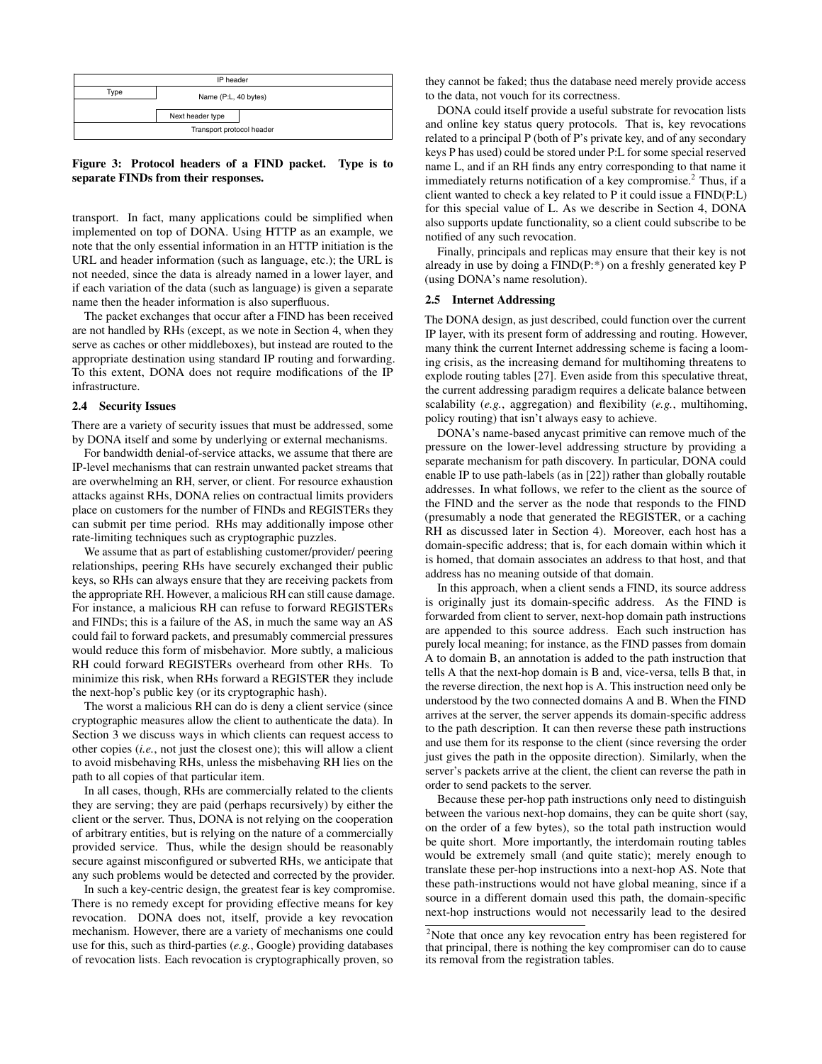| IP header | | |
|---|---|---|
| Type | Name (P:L, 40 bytes) | |
| | Next header type | |
| Transport protocol header | | |

**Figure 3: Protocol headers of a FIND packet. Type is to separate FINDs from their responses.**

transport. In fact, many applications could be simplified when implemented on top of DONA. Using HTTP as an example, we note that the only essential information in an HTTP initiation is the URL and header information (such as language, etc.); the URL is not needed, since the data is already named in a lower layer, and if each variation of the data (such as language) is given a separate name then the header information is also superfluous.

The packet exchanges that occur after a FIND has been received are not handled by RHs (except, as we note in Section 4, when they serve as caches or other middleboxes), but instead are routed to the appropriate destination using standard IP routing and forwarding. To this extent, DONA does not require modifications of the IP infrastructure.

### 2.4 Security Issues

There are a variety of security issues that must be addressed, some by DONA itself and some by underlying or external mechanisms.

For bandwidth denial-of-service attacks, we assume that there are IP-level mechanisms that can restrain unwanted packet streams that are overwhelming an RH, server, or client. For resource exhaustion attacks against RHs, DONA relies on contractual limits providers place on customers for the number of FINDs and REGISTERs they can submit per time period. RHs may additionally impose other rate-limiting techniques such as cryptographic puzzles.

We assume that as part of establishing customer/provider/ peering relationships, peering RHs have securely exchanged their public keys, so RHs can always ensure that they are receiving packets from the appropriate RH. However, a malicious RH can still cause damage. For instance, a malicious RH can refuse to forward REGISTERs and FINDs; this is a failure of the AS, in much the same way an AS could fail to forward packets, and presumably commercial pressures would reduce this form of misbehavior. More subtly, a malicious RH could forward REGISTERs overheard from other RHs. To minimize this risk, when RHs forward a REGISTER they include the next-hop's public key (or its cryptographic hash).

The worst a malicious RH can do is deny a client service (since cryptographic measures allow the client to authenticate the data). In Section 3 we discuss ways in which clients can request access to other copies (*i.e.*, not just the closest one); this will allow a client to avoid misbehaving RHs, unless the misbehaving RH lies on the path to all copies of that particular item.

In all cases, though, RHs are commercially related to the clients they are serving; they are paid (perhaps recursively) by either the client or the server. Thus, DONA is not relying on the cooperation of arbitrary entities, but is relying on the nature of a commercially provided service. Thus, while the design should be reasonably secure against misconfigured or subverted RHs, we anticipate that any such problems would be detected and corrected by the provider.

In such a key-centric design, the greatest fear is key compromise. There is no remedy except for providing effective means for key revocation. DONA does not, itself, provide a key revocation mechanism. However, there are a variety of mechanisms one could use for this, such as third-parties (*e.g.*, Google) providing databases of revocation lists. Each revocation is cryptographically proven, so they cannot be faked; thus the database need merely provide access to the data, not vouch for its correctness.

DONA could itself provide a useful substrate for revocation lists and online key status query protocols. That is, key revocations related to a principal P (both of P's private key, and of any secondary keys P has used) could be stored under P:L for some special reserved name L, and if an RH finds any entry corresponding to that name it immediately returns notification of a key compromise.[2] Thus, if a client wanted to check a key related to P it could issue a FIND(P:L) for this special value of L. As we describe in Section 4, DONA also supports update functionality, so a client could subscribe to be notified of any such revocation.

Finally, principals and replicas may ensure that their key is not already in use by doing a FIND(P:*) on a freshly generated key P (using DONA's name resolution).

### 2.5 Internet Addressing

The DONA design, as just described, could function over the current IP layer, with its present form of addressing and routing. However, many think the current Internet addressing scheme is facing a looming crisis, as the increasing demand for multihoming threatens to explode routing tables [27]. Even aside from this speculative threat, the current addressing paradigm requires a delicate balance between scalability (*e.g.*, aggregation) and flexibility (*e.g.*, multihoming, policy routing) that isn't always easy to achieve.

DONA's name-based anycast primitive can remove much of the pressure on the lower-level addressing structure by providing a separate mechanism for path discovery. In particular, DONA could enable IP to use path-labels (as in [22]) rather than globally routable addresses. In what follows, we refer to the client as the source of the FIND and the server as the node that responds to the FIND (presumably a node that generated the REGISTER, or a caching RH as discussed later in Section 4). Moreover, each host has a domain-specific address; that is, for each domain within which it is homed, that domain associates an address to that host, and that address has no meaning outside of that domain.

In this approach, when a client sends a FIND, its source address is originally just its domain-specific address. As the FIND is forwarded from client to server, next-hop domain path instructions are appended to this source address. Each such instruction has purely local meaning; for instance, as the FIND passes from domain A to domain B, an annotation is added to the path instruction that tells A that the next-hop domain is B and, vice-versa, tells B that, in the reverse direction, the next hop is A. This instruction need only be understood by the two connected domains A and B. When the FIND arrives at the server, the server appends its domain-specific address to the path description. It can then reverse these path instructions and use them for its response to the client (since reversing the order just gives the path in the opposite direction). Similarly, when the server's packets arrive at the client, the client can reverse the path in order to send packets to the server.

Because these per-hop path instructions only need to distinguish between the various next-hop domains, they can be quite short (say, on the order of a few bytes), so the total path instruction would be quite short. More importantly, the interdomain routing tables would be extremely small (and quite static); merely enough to translate these per-hop instructions into a next-hop AS. Note that these path-instructions would not have global meaning, since if a source in a different domain used this path, the domain-specific next-hop instructions would not necessarily lead to the desired

[2] Note that once any key revocation entry has been registered for that principal, there is nothing the key compromiser can do to cause its removal from the registration tables.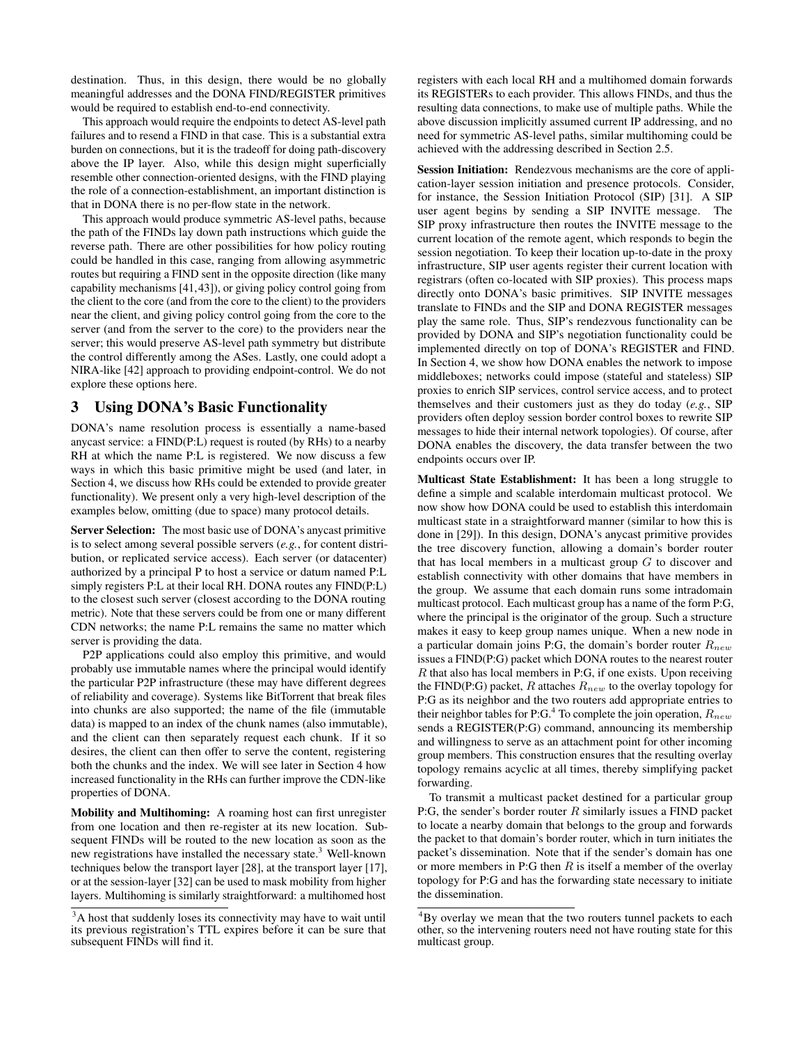destination. Thus, in this design, there would be no globally meaningful addresses and the DONA FIND/REGISTER primitives would be required to establish end-to-end connectivity.

This approach would require the endpoints to detect AS-level path failures and to resend a FIND in that case. This is a substantial extra burden on connections, but it is the tradeoff for doing path-discovery above the IP layer. Also, while this design might superficially resemble other connection-oriented designs, with the FIND playing the role of a connection-establishment, an important distinction is that in DONA there is no per-flow state in the network.

This approach would produce symmetric AS-level paths, because the path of the FINDs lay down path instructions which guide the reverse path. There are other possibilities for how policy routing could be handled in this case, ranging from allowing asymmetric routes but requiring a FIND sent in the opposite direction (like many capability mechanisms [41,43]), or giving policy control going from the client to the core (and from the core to the client) to the providers near the client, and giving policy control going from the core to the server (and from the server to the core) to the providers near the server; this would preserve AS-level path symmetry but distribute the control differently among the ASes. Lastly, one could adopt a NIRA-like [42] approach to providing endpoint-control. We do not explore these options here.

# 3 Using DONA's Basic Functionality

DONA's name resolution process is essentially a name-based anycast service: a FIND(P:L) request is routed (by RHs) to a nearby RH at which the name P:L is registered. We now discuss a few ways in which this basic primitive might be used (and later, in Section 4, we discuss how RHs could be extended to provide greater functionality). We present only a very high-level description of the examples below, omitting (due to space) many protocol details.

**Server Selection:** The most basic use of DONA's anycast primitive is to select among several possible servers (*e.g.*, for content distribution, or replicated service access). Each server (or datacenter) authorized by a principal P to host a service or datum named P:L simply registers P:L at their local RH. DONA routes any FIND(P:L) to the closest such server (closest according to the DONA routing metric). Note that these servers could be from one or many different CDN networks; the name P:L remains the same no matter which server is providing the data.

P2P applications could also employ this primitive, and would probably use immutable names where the principal would identify the particular P2P infrastructure (these may have different degrees of reliability and coverage). Systems like BitTorrent that break files into chunks are also supported; the name of the file (immutable data) is mapped to an index of the chunk names (also immutable), and the client can then separately request each chunk. If it so desires, the client can then offer to serve the content, registering both the chunks and the index. We will see later in Section 4 how increased functionality in the RHs can further improve the CDN-like properties of DONA.

**Mobility and Multihoming:** A roaming host can first unregister from one location and then re-register at its new location. Subsequent FINDs will be routed to the new location as soon as the new registrations have installed the necessary state.[3] Well-known techniques below the transport layer [28], at the transport layer [17], or at the session-layer [32] can be used to mask mobility from higher layers. Multihoming is similarly straightforward: a multihomed host registers with each local RH and a multihomed domain forwards its REGISTERs to each provider. This allows FINDs, and thus the resulting data connections, to make use of multiple paths. While the above discussion implicitly assumed current IP addressing, and no need for symmetric AS-level paths, similar multihoming could be achieved with the addressing described in Section 2.5.

**Session Initiation:** Rendezvous mechanisms are the core of application-layer session initiation and presence protocols. Consider, for instance, the Session Initiation Protocol (SIP) [31]. A SIP user agent begins by sending a SIP INVITE message. The SIP proxy infrastructure then routes the INVITE message to the current location of the remote agent, which responds to begin the session negotiation. To keep their location up-to-date in the proxy infrastructure, SIP user agents register their current location with registrars (often co-located with SIP proxies). This process maps directly onto DONA's basic primitives. SIP INVITE messages translate to FINDs and the SIP and DONA REGISTER messages play the same role. Thus, SIP's rendezvous functionality can be provided by DONA and SIP's negotiation functionality could be implemented directly on top of DONA's REGISTER and FIND. In Section 4, we show how DONA enables the network to impose middleboxes; networks could impose (stateful and stateless) SIP proxies to enrich SIP services, control service access, and to protect themselves and their customers just as they do today (*e.g.*, SIP providers often deploy session border control boxes to rewrite SIP messages to hide their internal network topologies). Of course, after DONA enables the discovery, the data transfer between the two endpoints occurs over IP.

**Multicast State Establishment:** It has been a long struggle to define a simple and scalable interdomain multicast protocol. We now show how DONA could be used to establish this interdomain multicast state in a straightforward manner (similar to how this is done in [29]). In this design, DONA's anycast primitive provides the tree discovery function, allowing a domain's border router that has local members in a multicast group $G$ to discover and establish connectivity with other domains that have members in the group. We assume that each domain runs some intradomain multicast protocol. Each multicast group has a name of the form P:G, where the principal is the originator of the group. Such a structure makes it easy to keep group names unique. When a new node in a particular domain joins P:G, the domain's border router $R_{new}$ issues a FIND(P:G) packet which DONA routes to the nearest router $R$ that also has local members in P:G, if one exists. Upon receiving the FIND(P:G) packet, $R$ attaches $R_{new}$ to the overlay topology for P:G as its neighbor and the two routers add appropriate entries to their neighbor tables for P:G.[4] To complete the join operation, $R_{new}$ sends a REGISTER(P:G) command, announcing its membership and willingness to serve as an attachment point for other incoming group members. This construction ensures that the resulting overlay topology remains acyclic at all times, thereby simplifying packet forwarding.

To transmit a multicast packet destined for a particular group P:G, the sender's border router $R$ similarly issues a FIND packet to locate a nearby domain that belongs to the group and forwards the packet to that domain's border router, which in turn initiates the packet's dissemination. Note that if the sender's domain has one or more members in P:G then $R$ is itself a member of the overlay topology for P:G and has the forwarding state necessary to initiate the dissemination.

[3] A host that suddenly loses its connectivity may have to wait until its previous registration's TTL expires before it can be sure that subsequent FINDs will find it.

[4] By overlay we mean that the two routers tunnel packets to each other, so the intervening routers need not have routing state for this multicast group.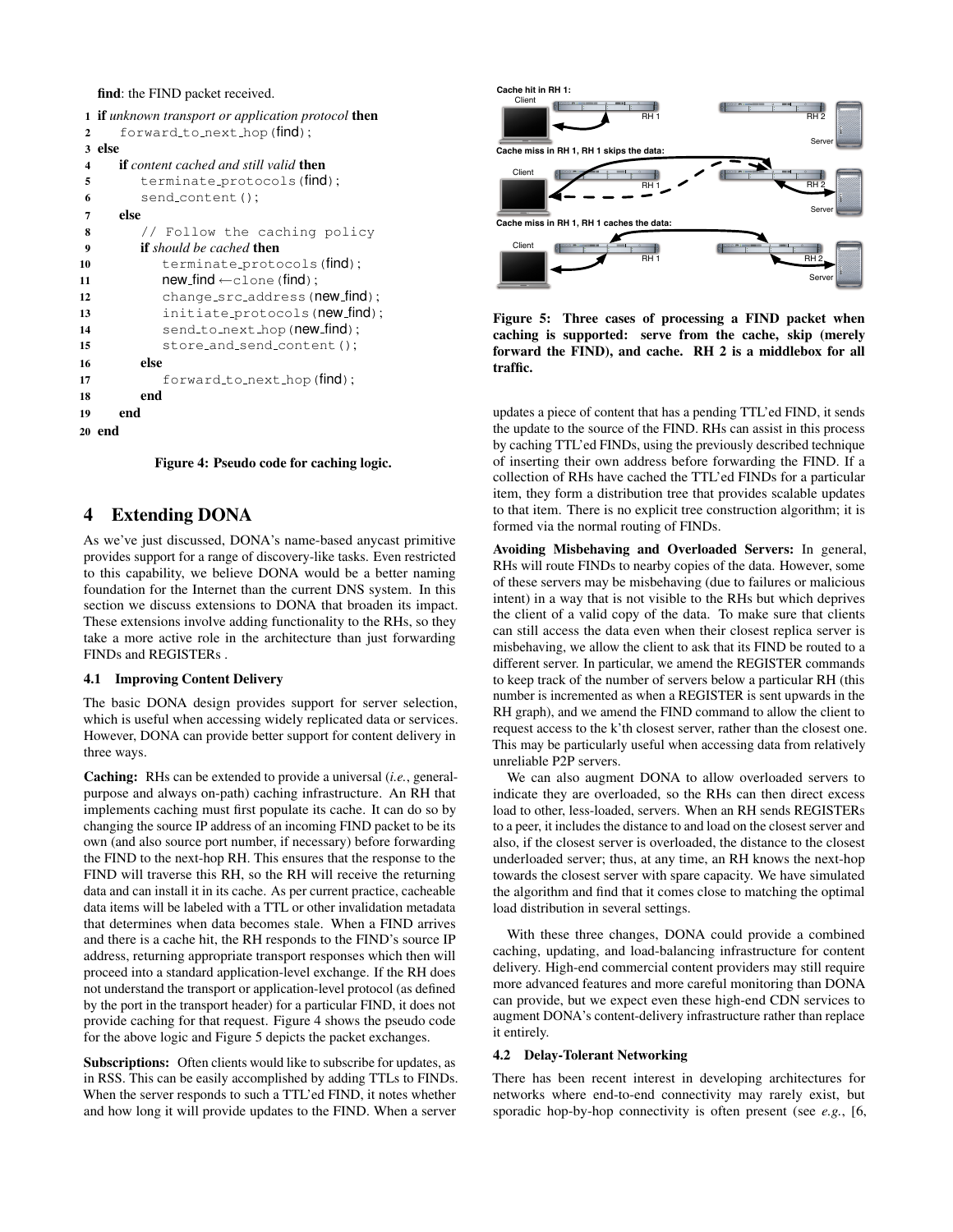**find**: the FIND packet received.

```
1  if unknown transport or application protocol then
2      forward_to_next_hop(find);
3  else
4      if content cached and still valid then
5          terminate_protocols(find);
6          send_content();
7      else
8          // Follow the caching policy
9          if should be cached then
10             terminate_protocols(find);
11             new_find ←clone(find);
12             change_src_address(new_find);
13             initiate_protocols(new_find);
14             send_to_next_hop(new_find);
15             store_and_send_content();
16         else
17             forward_to_next_hop(find);
18         end
19     end
20 end
```

**Figure 4: Pseudo code for caching logic.**

Cache hit in RH 1:
Client
RH 1
RH 2
Server
Cache miss in RH 1, RH 1 skips the data:
Client
RH 1
RH 2
Server
Cache miss in RH 1, RH 1 caches the data:
Client
RH 1
RH 2
Server

**Figure 5: Three cases of processing a FIND packet when caching is supported: serve from the cache, skip (merely forward the FIND), and cache. RH 2 is a middlebox for all traffic.**

# 4 Extending DONA

As we've just discussed, DONA's name-based anycast primitive provides support for a range of discovery-like tasks. Even restricted to this capability, we believe DONA would be a better naming foundation for the Internet than the current DNS system. In this section we discuss extensions to DONA that broaden its impact. These extensions involve adding functionality to the RHs, so they take a more active role in the architecture than just forwarding FINDs and REGISTERs .

## 4.1 Improving Content Delivery

The basic DONA design provides support for server selection, which is useful when accessing widely replicated data or services. However, DONA can provide better support for content delivery in three ways.

**Caching:** RHs can be extended to provide a universal (*i.e.*, general-purpose and always on-path) caching infrastructure. An RH that implements caching must first populate its cache. It can do so by changing the source IP address of an incoming FIND packet to be its own (and also source port number, if necessary) before forwarding the FIND to the next-hop RH. This ensures that the response to the FIND will traverse this RH, so the RH will receive the returning data and can install it in its cache. As per current practice, cacheable data items will be labeled with a TTL or other invalidation metadata that determines when data becomes stale. When a FIND arrives and there is a cache hit, the RH responds to the FIND's source IP address, returning appropriate transport responses which then will proceed into a standard application-level exchange. If the RH does not understand the transport or application-level protocol (as defined by the port in the transport header) for a particular FIND, it does not provide caching for that request. Figure 4 shows the pseudo code for the above logic and Figure 5 depicts the packet exchanges.

**Subscriptions:** Often clients would like to subscribe for updates, as in RSS. This can be easily accomplished by adding TTLs to FINDs. When the server responds to such a TTL'ed FIND, it notes whether and how long it will provide updates to the FIND. When a server updates a piece of content that has a pending TTL'ed FIND, it sends the update to the source of the FIND. RHs can assist in this process by caching TTL'ed FINDs, using the previously described technique of inserting their own address before forwarding the FIND. If a collection of RHs have cached the TTL'ed FINDs for a particular item, they form a distribution tree that provides scalable updates to that item. There is no explicit tree construction algorithm; it is formed via the normal routing of FINDs.

**Avoiding Misbehaving and Overloaded Servers:** In general, RHs will route FINDs to nearby copies of the data. However, some of these servers may be misbehaving (due to failures or malicious intent) in a way that is not visible to the RHs but which deprives the client of a valid copy of the data. To make sure that clients can still access the data even when their closest replica server is misbehaving, we allow the client to ask that its FIND be routed to a different server. In particular, we amend the REGISTER commands to keep track of the number of servers below a particular RH (this number is incremented as when a REGISTER is sent upwards in the RH graph), and we amend the FIND command to allow the client to request access to the k'th closest server, rather than the closest one. This may be particularly useful when accessing data from relatively unreliable P2P servers.

We can also augment DONA to allow overloaded servers to indicate they are overloaded, so the RHs can then direct excess load to other, less-loaded, servers. When an RH sends REGISTERs to a peer, it includes the distance to and load on the closest server and also, if the closest server is overloaded, the distance to the closest underloaded server; thus, at any time, an RH knows the next-hop towards the closest server with spare capacity. We have simulated the algorithm and find that it comes close to matching the optimal load distribution in several settings.

With these three changes, DONA could provide a combined caching, updating, and load-balancing infrastructure for content delivery. High-end commercial content providers may still require more advanced features and more careful monitoring than DONA can provide, but we expect even these high-end CDN services to augment DONA's content-delivery infrastructure rather than replace it entirely.

## 4.2 Delay-Tolerant Networking

There has been recent interest in developing architectures for networks where end-to-end connectivity may rarely exist, but sporadic hop-by-hop connectivity is often present (see *e.g.*, [6,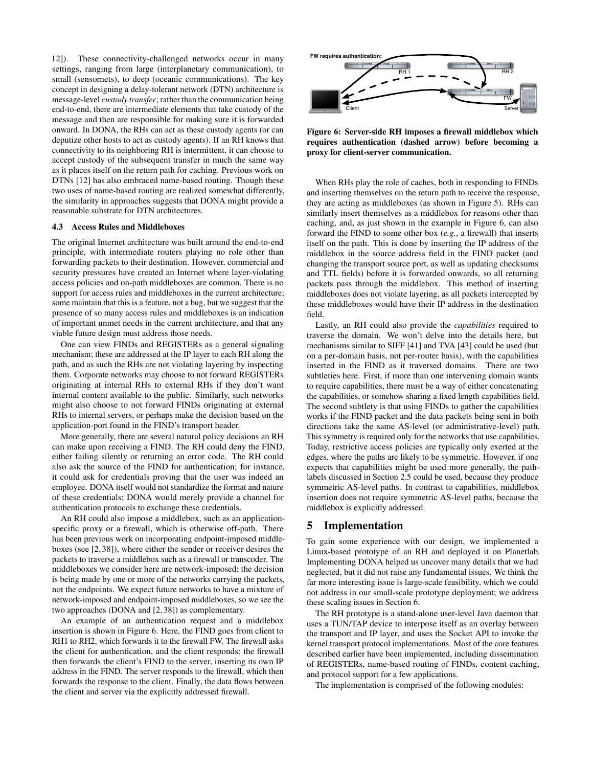12]). These connectivity-challenged networks occur in many settings, ranging from large (interplanetary communication), to small (sensornets), to deep (oceanic communications). The key concept in designing a delay-tolerant network (DTN) architecture is message-level *custody transfer*; rather than the communication being end-to-end, there are intermediate elements that take custody of the message and then are responsible for making sure it is forwarded onward. In DONA, the RHs can act as these custody agents (or can deputize other hosts to act as custody agents). If an RH knows that connectivity to its neighboring RH is intermittent, it can choose to accept custody of the subsequent transfer in much the same way as it places itself on the return path for caching. Previous work on DTNs [12] has also embraced name-based routing. Though these two uses of name-based routing are realized somewhat differently, the similarity in approaches suggests that DONA might provide a reasonable substrate for DTN architectures.

### 4.3 Access Rules and Middleboxes

The original Internet architecture was built around the end-to-end principle, with intermediate routers playing no role other than forwarding packets to their destination. However, commercial and security pressures have created an Internet where layer-violating access policies and on-path middleboxes are common. There is no support for access rules and middleboxes in the current architecture; some maintain that this is a feature, not a bug, but we suggest that the presence of so many access rules and middleboxes is an indication of important unmet needs in the current architecture, and that any viable future design must address those needs.

One can view FINDs and REGISTERs as a general signaling mechanism; these are addressed at the IP layer to each RH along the path, and as such the RHs are not violating layering by inspecting them. Corporate networks may choose to not forward REGISTERs originating at internal RHs to external RHs if they don't want internal content available to the public. Similarly, such networks might also choose to not forward FINDs originating at external RHs to internal servers, or perhaps make the decision based on the application-port found in the FIND's transport header.

More generally, there are several natural policy decisions an RH can make upon receiving a FIND. The RH could deny the FIND, either failing silently or returning an error code. The RH could also ask the source of the FIND for authentication; for instance, it could ask for credentials proving that the user was indeed an employee. DONA itself would not standardize the format and nature of these credentials; DONA would merely provide a channel for authentication protocols to exchange these credentials.

An RH could also impose a middlebox, such as an application-specific proxy or a firewall, which is otherwise off-path. There has been previous work on incorporating endpoint-imposed middleboxes (see [2, 38]), where either the sender or receiver desires the packets to traverse a middlebox such as a firewall or transcoder. The middleboxes we consider here are network-imposed; the decision is being made by one or more of the networks carrying the packets, not the endpoints. We expect future networks to have a mixture of network-imposed and endpoint-imposed middleboxes, so we see the two approaches (DONA and [2, 38]) as complementary.

An example of an authentication request and a middlebox insertion is shown in Figure 6. Here, the FIND goes from client to RH1 to RH2, which forwards it to the firewall FW. The firewall asks the client for authentication, and the client responds; the firewall then forwards the client's FIND to the server, inserting its own IP address in the FIND. The server responds to the firewall, which then forwards the response to the client. Finally, the data flows between the client and server via the explicitly addressed firewall.

**Figure 6: Server-side RH imposes a firewall middlebox which requires authentication (dashed arrow) before becoming a proxy for client-server communication.**

When RHs play the role of caches, both in responding to FINDs and inserting themselves on the return path to receive the response, they are acting as middleboxes (as shown in Figure 5). RHs can similarly insert themselves as a middlebox for reasons other than caching, and, as just shown in the example in Figure 6, can also forward the FIND to some other box (*e.g.*, a firewall) that inserts itself on the path. This is done by inserting the IP address of the middlebox in the source address field in the FIND packet (and changing the transport source port, as well as updating checksums and TTL fields) before it is forwarded onwards, so all returning packets pass through the middlebox. This method of inserting middleboxes does not violate layering, as all packets intercepted by these middleboxes would have their IP address in the destination field.

Lastly, an RH could also provide the *capabilities* required to traverse the domain. We won't delve into the details here, but mechanisms similar to SIFF [41] and TVA [43] could be used (but on a per-domain basis, not per-router basis), with the capabilities inserted in the FIND as it traversed domains. There are two subtleties here. First, if more than one intervening domain wants to require capabilities, there must be a way of either concatenating the capabilities, or somehow sharing a fixed length capabilities field. The second subtlety is that using FINDs to gather the capabilities works if the FIND packet and the data packets being sent in both directions take the same AS-level (or administrative-level) path. This symmetry is required only for the networks that use capabilities. Today, restrictive access policies are typically only exerted at the edges, where the paths are likely to be symmetric. However, if one expects that capabilities might be used more generally, the path-labels discussed in Section 2.5 could be used, because they produce symmetric AS-level paths. In contrast to capabilities, middlebox insertion does not require symmetric AS-level paths, because the middlebox is explicitly addressed.

## 5 Implementation

To gain some experience with our design, we implemented a Linux-based prototype of an RH and deployed it on Planetlab. Implementing DONA helped us uncover many details that we had neglected, but it did not raise any fundamental issues. We think the far more interesting issue is large-scale feasibility, which we could not address in our small-scale prototype deployment; we address these scaling issues in Section 6.

The RH prototype is a stand-alone user-level Java daemon that uses a TUN/TAP device to interpose itself as an overlay between the transport and IP layer, and uses the Socket API to invoke the kernel transport protocol implementations. Most of the core features described earlier have been implemented, including dissemination of REGISTERs, name-based routing of FINDs, content caching, and protocol support for a few applications.

The implementation is comprised of the following modules: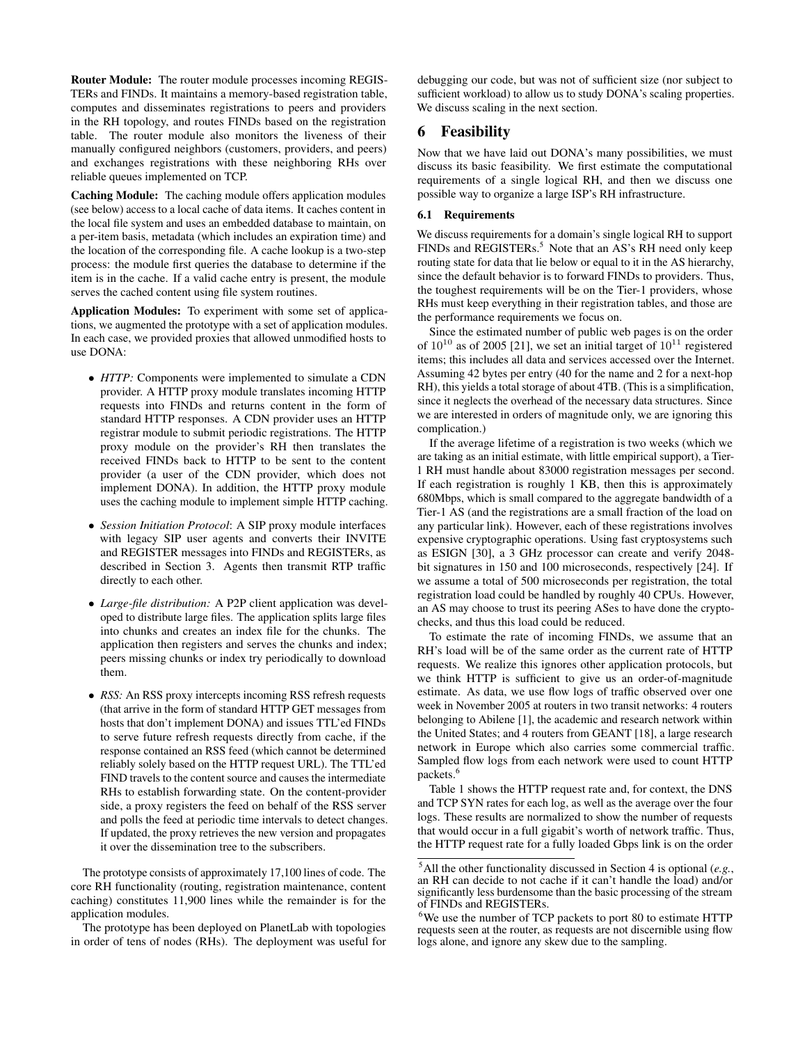**Router Module:** The router module processes incoming REGISTERs and FINDs. It maintains a memory-based registration table, computes and disseminates registrations to peers and providers in the RH topology, and routes FINDs based on the registration table. The router module also monitors the liveness of their manually configured neighbors (customers, providers, and peers) and exchanges registrations with these neighboring RHs over reliable queues implemented on TCP.

**Caching Module:** The caching module offers application modules (see below) access to a local cache of data items. It caches content in the local file system and uses an embedded database to maintain, on a per-item basis, metadata (which includes an expiration time) and the location of the corresponding file. A cache lookup is a two-step process: the module first queries the database to determine if the item is in the cache. If a valid cache entry is present, the module serves the cached content using file system routines.

**Application Modules:** To experiment with some set of applications, we augmented the prototype with a set of application modules. In each case, we provided proxies that allowed unmodified hosts to use DONA:

- *HTTP:* Components were implemented to simulate a CDN provider. A HTTP proxy module translates incoming HTTP requests into FINDs and returns content in the form of standard HTTP responses. A CDN provider uses an HTTP registrar module to submit periodic registrations. The HTTP proxy module on the provider's RH then translates the received FINDs back to HTTP to be sent to the content provider (a user of the CDN provider, which does not implement DONA). In addition, the HTTP proxy module uses the caching module to implement simple HTTP caching.
- *Session Initiation Protocol*: A SIP proxy module interfaces with legacy SIP user agents and converts their INVITE and REGISTER messages into FINDs and REGISTERs, as described in Section 3. Agents then transmit RTP traffic directly to each other.
- *Large-file distribution:* A P2P client application was developed to distribute large files. The application splits large files into chunks and creates an index file for the chunks. The application then registers and serves the chunks and index; peers missing chunks or index try periodically to download them.
- *RSS:* An RSS proxy intercepts incoming RSS refresh requests (that arrive in the form of standard HTTP GET messages from hosts that don't implement DONA) and issues TTL'ed FINDs to serve future refresh requests directly from cache, if the response contained an RSS feed (which cannot be determined reliably solely based on the HTTP request URL). The TTL'ed FIND travels to the content source and causes the intermediate RHs to establish forwarding state. On the content-provider side, a proxy registers the feed on behalf of the RSS server and polls the feed at periodic time intervals to detect changes. If updated, the proxy retrieves the new version and propagates it over the dissemination tree to the subscribers.

The prototype consists of approximately 17,100 lines of code. The core RH functionality (routing, registration maintenance, content caching) constitutes 11,900 lines while the remainder is for the application modules.

The prototype has been deployed on PlanetLab with topologies in order of tens of nodes (RHs). The deployment was useful for debugging our code, but was not of sufficient size (nor subject to sufficient workload) to allow us to study DONA's scaling properties. We discuss scaling in the next section.

# 6 Feasibility

Now that we have laid out DONA's many possibilities, we must discuss its basic feasibility. We first estimate the computational requirements of a single logical RH, and then we discuss one possible way to organize a large ISP's RH infrastructure.

### 6.1 Requirements

We discuss requirements for a domain's single logical RH to support FINDs and REGISTERs.[5] Note that an AS's RH need only keep routing state for data that lie below or equal to it in the AS hierarchy, since the default behavior is to forward FINDs to providers. Thus, the toughest requirements will be on the Tier-1 providers, whose RHs must keep everything in their registration tables, and those are the performance requirements we focus on.

Since the estimated number of public web pages is on the order of $10^{10}$ as of 2005 [21], we set an initial target of $10^{11}$ registered items; this includes all data and services accessed over the Internet. Assuming 42 bytes per entry (40 for the name and 2 for a next-hop RH), this yields a total storage of about 4TB. (This is a simplification, since it neglects the overhead of the necessary data structures. Since we are interested in orders of magnitude only, we are ignoring this complication.)

If the average lifetime of a registration is two weeks (which we are taking as an initial estimate, with little empirical support), a Tier-1 RH must handle about 83000 registration messages per second. If each registration is roughly 1 KB, then this is approximately 680Mbps, which is small compared to the aggregate bandwidth of a Tier-1 AS (and the registrations are a small fraction of the load on any particular link). However, each of these registrations involves expensive cryptographic operations. Using fast cryptosystems such as ESIGN [30], a 3 GHz processor can create and verify 2048-bit signatures in 150 and 100 microseconds, respectively [24]. If we assume a total of 500 microseconds per registration, the total registration load could be handled by roughly 40 CPUs. However, an AS may choose to trust its peering ASes to have done the crypto-checks, and thus this load could be reduced.

To estimate the rate of incoming FINDs, we assume that an RH's load will be of the same order as the current rate of HTTP requests. We realize this ignores other application protocols, but we think HTTP is sufficient to give us an order-of-magnitude estimate. As data, we use flow logs of traffic observed over one week in November 2005 at routers in two transit networks: 4 routers belonging to Abilene [1], the academic and research network within the United States; and 4 routers from GEANT [18], a large research network in Europe which also carries some commercial traffic. Sampled flow logs from each network were used to count HTTP packets.[6]

Table 1 shows the HTTP request rate and, for context, the DNS and TCP SYN rates for each log, as well as the average over the four logs. These results are normalized to show the number of requests that would occur in a full gigabit's worth of network traffic. Thus, the HTTP request rate for a fully loaded Gbps link is on the order

[5] All the other functionality discussed in Section 4 is optional (*e.g.*, an RH can decide to not cache if it can't handle the load) and/or significantly less burdensome than the basic processing of the stream of FINDs and REGISTERs.

[6] We use the number of TCP packets to port 80 to estimate HTTP requests seen at the router, as requests are not discernible using flow logs alone, and ignore any skew due to the sampling.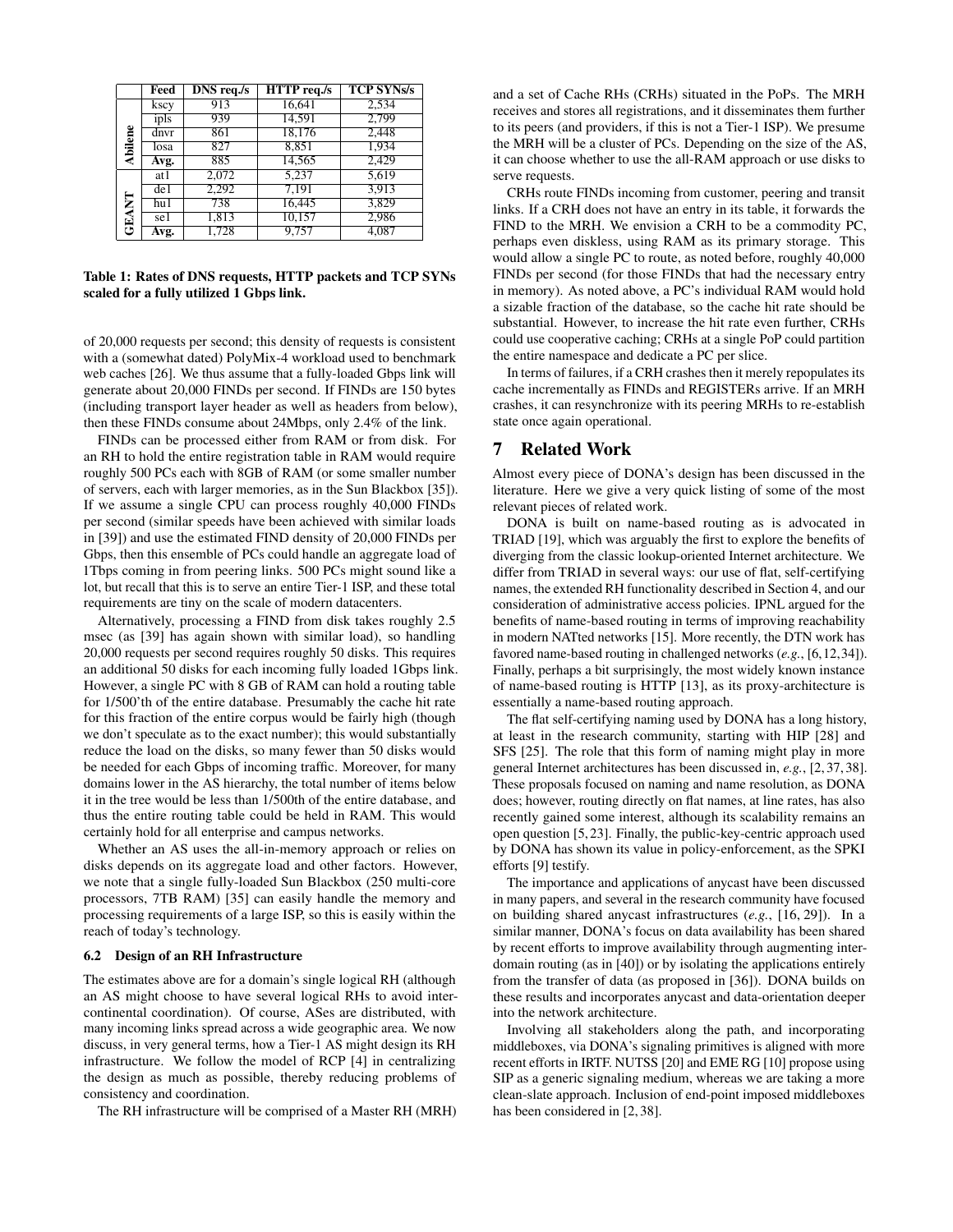| | Feed | DNS req./s | HTTP req./s | TCP SYNs/s |
|---|---|---|---|---|
| Abilene | kscy | 913 | 16,641 | 2,534 |
| | ipls | 939 | 14,591 | 2,799 |
| | dnvr | 861 | 18,176 | 2,448 |
| | losa | 827 | 8,851 | 1,934 |
| | **Avg.** | 885 | 14,565 | 2,429 |
| GEANT | at1 | 2,072 | 5,237 | 5,619 |
| | de1 | 2,292 | 7,191 | 3,913 |
| | hu1 | 738 | 16,445 | 3,829 |
| | se1 | 1,813 | 10,157 | 2,986 |
| | **Avg.** | 1,728 | 9,757 | 4,087 |

**Table 1: Rates of DNS requests, HTTP packets and TCP SYNs scaled for a fully utilized 1 Gbps link.**

of 20,000 requests per second; this density of requests is consistent with a (somewhat dated) PolyMix-4 workload used to benchmark web caches [26]. We thus assume that a fully-loaded Gbps link will generate about 20,000 FINDs per second. If FINDs are 150 bytes (including transport layer header as well as headers from below), then these FINDs consume about 24Mbps, only 2.4% of the link.

FINDs can be processed either from RAM or from disk. For an RH to hold the entire registration table in RAM would require roughly 500 PCs each with 8GB of RAM (or some smaller number of servers, each with larger memories, as in the Sun Blackbox [35]). If we assume a single CPU can process roughly 40,000 FINDs per second (similar speeds have been achieved with similar loads in [39]) and use the estimated FIND density of 20,000 FINDs per Gbps, then this ensemble of PCs could handle an aggregate load of 1Tbps coming in from peering links. 500 PCs might sound like a lot, but recall that this is to serve an entire Tier-1 ISP, and these total requirements are tiny on the scale of modern datacenters.

Alternatively, processing a FIND from disk takes roughly 2.5 msec (as [39] has again shown with similar load), so handling 20,000 requests per second requires roughly 50 disks. This requires an additional 50 disks for each incoming fully loaded 1Gbps link. However, a single PC with 8 GB of RAM can hold a routing table for 1/500'th of the entire database. Presumably the cache hit rate for this fraction of the entire corpus would be fairly high (though we don't speculate as to the exact number); this would substantially reduce the load on the disks, so many fewer than 50 disks would be needed for each Gbps of incoming traffic. Moreover, for many domains lower in the AS hierarchy, the total number of items below it in the tree would be less than 1/500th of the entire database, and thus the entire routing table could be held in RAM. This would certainly hold for all enterprise and campus networks.

Whether an AS uses the all-in-memory approach or relies on disks depends on its aggregate load and other factors. However, we note that a single fully-loaded Sun Blackbox (250 multi-core processors, 7TB RAM) [35] can easily handle the memory and processing requirements of a large ISP, so this is easily within the reach of today's technology.

### 6.2 Design of an RH Infrastructure

The estimates above are for a domain's single logical RH (although an AS might choose to have several logical RHs to avoid intercontinental coordination). Of course, ASes are distributed, with many incoming links spread across a wide geographic area. We now discuss, in very general terms, how a Tier-1 AS might design its RH infrastructure. We follow the model of RCP [4] in centralizing the design as much as possible, thereby reducing problems of consistency and coordination.

The RH infrastructure will be comprised of a Master RH (MRH) and a set of Cache RHs (CRHs) situated in the PoPs. The MRH receives and stores all registrations, and it disseminates them further to its peers (and providers, if this is not a Tier-1 ISP). We presume the MRH will be a cluster of PCs. Depending on the size of the AS, it can choose whether to use the all-RAM approach or use disks to serve requests.

CRHs route FINDs incoming from customer, peering and transit links. If a CRH does not have an entry in its table, it forwards the FIND to the MRH. We envision a CRH to be a commodity PC, perhaps even diskless, using RAM as its primary storage. This would allow a single PC to route, as noted before, roughly 40,000 FINDs per second (for those FINDs that had the necessary entry in memory). As noted above, a PC's individual RAM would hold a sizable fraction of the database, so the cache hit rate should be substantial. However, to increase the hit rate even further, CRHs could use cooperative caching; CRHs at a single PoP could partition the entire namespace and dedicate a PC per slice.

In terms of failures, if a CRH crashes then it merely repopulates its cache incrementally as FINDs and REGISTERs arrive. If an MRH crashes, it can resynchronize with its peering MRHs to re-establish state once again operational.

## 7 Related Work

Almost every piece of DONA's design has been discussed in the literature. Here we give a very quick listing of some of the most relevant pieces of related work.

DONA is built on name-based routing as is advocated in TRIAD [19], which was arguably the first to explore the benefits of diverging from the classic lookup-oriented Internet architecture. We differ from TRIAD in several ways: our use of flat, self-certifying names, the extended RH functionality described in Section 4, and our consideration of administrative access policies. IPNL argued for the benefits of name-based routing in terms of improving reachability in modern NATted networks [15]. More recently, the DTN work has favored name-based routing in challenged networks (*e.g.*, [6,12,34]). Finally, perhaps a bit surprisingly, the most widely known instance of name-based routing is HTTP [13], as its proxy-architecture is essentially a name-based routing approach.

The flat self-certifying naming used by DONA has a long history, at least in the research community, starting with HIP [28] and SFS [25]. The role that this form of naming might play in more general Internet architectures has been discussed in, *e.g.*, [2,37,38]. These proposals focused on naming and name resolution, as DONA does; however, routing directly on flat names, at line rates, has also recently gained some interest, although its scalability remains an open question [5,23]. Finally, the public-key-centric approach used by DONA has shown its value in policy-enforcement, as the SPKI efforts [9] testify.

The importance and applications of anycast have been discussed in many papers, and several in the research community have focused on building shared anycast infrastructures (*e.g.*, [16, 29]). In a similar manner, DONA's focus on data availability has been shared by recent efforts to improve availability through augmenting interdomain routing (as in [40]) or by isolating the applications entirely from the transfer of data (as proposed in [36]). DONA builds on these results and incorporates anycast and data-orientation deeper into the network architecture.

Involving all stakeholders along the path, and incorporating middleboxes, via DONA's signaling primitives is aligned with more recent efforts in IRTF. NUTSS [20] and EME RG [10] propose using SIP as a generic signaling medium, whereas we are taking a more clean-slate approach. Inclusion of end-point imposed middleboxes has been considered in [2, 38].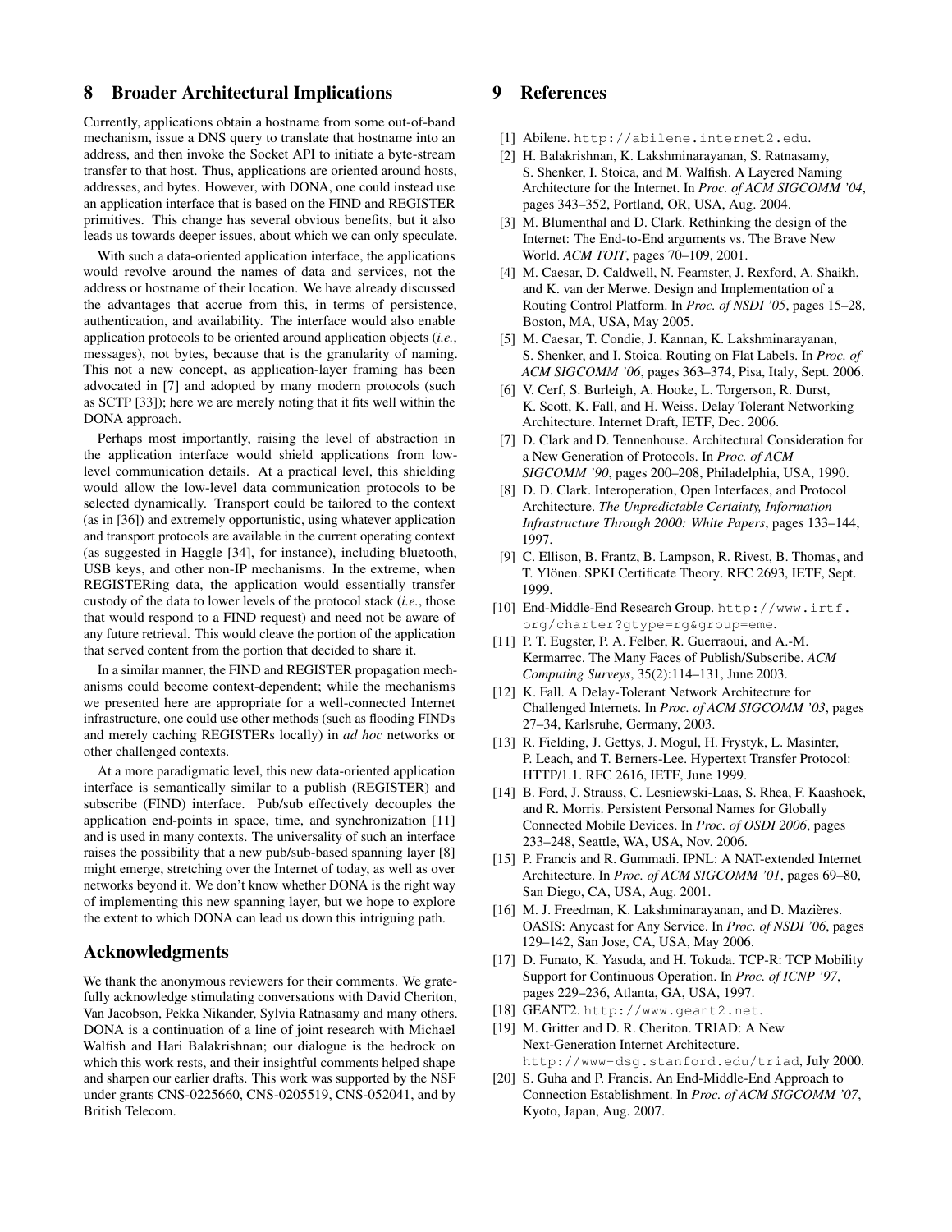## 8 Broader Architectural Implications

Currently, applications obtain a hostname from some out-of-band mechanism, issue a DNS query to translate that hostname into an address, and then invoke the Socket API to initiate a byte-stream transfer to that host. Thus, applications are oriented around hosts, addresses, and bytes. However, with DONA, one could instead use an application interface that is based on the FIND and REGISTER primitives. This change has several obvious benefits, but it also leads us towards deeper issues, about which we can only speculate.

With such a data-oriented application interface, the applications would revolve around the names of data and services, not the address or hostname of their location. We have already discussed the advantages that accrue from this, in terms of persistence, authentication, and availability. The interface would also enable application protocols to be oriented around application objects (*i.e.*, messages), not bytes, because that is the granularity of naming. This not a new concept, as application-layer framing has been advocated in [7] and adopted by many modern protocols (such as SCTP [33]); here we are merely noting that it fits well within the DONA approach.

Perhaps most importantly, raising the level of abstraction in the application interface would shield applications from low-level communication details. At a practical level, this shielding would allow the low-level data communication protocols to be selected dynamically. Transport could be tailored to the context (as in [36]) and extremely opportunistic, using whatever application and transport protocols are available in the current operating context (as suggested in Haggle [34], for instance), including bluetooth, USB keys, and other non-IP mechanisms. In the extreme, when REGISTERing data, the application would essentially transfer custody of the data to lower levels of the protocol stack (*i.e.*, those that would respond to a FIND request) and need not be aware of any future retrieval. This would cleave the portion of the application that served content from the portion that decided to share it.

In a similar manner, the FIND and REGISTER propagation mechanisms could become context-dependent; while the mechanisms we presented here are appropriate for a well-connected Internet infrastructure, one could use other methods (such as flooding FINDs and merely caching REGISTERs locally) in *ad hoc* networks or other challenged contexts.

At a more paradigmatic level, this new data-oriented application interface is semantically similar to a publish (REGISTER) and subscribe (FIND) interface. Pub/sub effectively decouples the application end-points in space, time, and synchronization [11] and is used in many contexts. The universality of such an interface raises the possibility that a new pub/sub-based spanning layer [8] might emerge, stretching over the Internet of today, as well as over networks beyond it. We don't know whether DONA is the right way of implementing this new spanning layer, but we hope to explore the extent to which DONA can lead us down this intriguing path.

## Acknowledgments

We thank the anonymous reviewers for their comments. We gratefully acknowledge stimulating conversations with David Cheriton, Van Jacobson, Pekka Nikander, Sylvia Ratnasamy and many others. DONA is a continuation of a line of joint research with Michael Walfish and Hari Balakrishnan; our dialogue is the bedrock on which this work rests, and their insightful comments helped shape and sharpen our earlier drafts. This work was supported by the NSF under grants CNS-0225660, CNS-0205519, CNS-052041, and by British Telecom.

## 9 References

[1] Abilene. http://abilene.internet2.edu.

[2] H. Balakrishnan, K. Lakshminarayanan, S. Ratnasamy, S. Shenker, I. Stoica, and M. Walfish. A Layered Naming Architecture for the Internet. In *Proc. of ACM SIGCOMM '04*, pages 343–352, Portland, OR, USA, Aug. 2004.

[3] M. Blumenthal and D. Clark. Rethinking the design of the Internet: The End-to-End arguments vs. The Brave New World. *ACM TOIT*, pages 70–109, 2001.

[4] M. Caesar, D. Caldwell, N. Feamster, J. Rexford, A. Shaikh, and K. van der Merwe. Design and Implementation of a Routing Control Platform. In *Proc. of NSDI '05*, pages 15–28, Boston, MA, USA, May 2005.

[5] M. Caesar, T. Condie, J. Kannan, K. Lakshminarayanan, S. Shenker, and I. Stoica. Routing on Flat Labels. In *Proc. of ACM SIGCOMM '06*, pages 363–374, Pisa, Italy, Sept. 2006.

[6] V. Cerf, S. Burleigh, A. Hooke, L. Torgerson, R. Durst, K. Scott, K. Fall, and H. Weiss. Delay Tolerant Networking Architecture. Internet Draft, IETF, Dec. 2006.

[7] D. Clark and D. Tennenhouse. Architectural Consideration for a New Generation of Protocols. In *Proc. of ACM SIGCOMM '90*, pages 200–208, Philadelphia, USA, 1990.

[8] D. D. Clark. Interoperation, Open Interfaces, and Protocol Architecture. *The Unpredictable Certainty, Information Infrastructure Through 2000: White Papers*, pages 133–144, 1997.

[9] C. Ellison, B. Frantz, B. Lampson, R. Rivest, B. Thomas, and T. Ylönen. SPKI Certificate Theory. RFC 2693, IETF, Sept. 1999.

[10] End-Middle-End Research Group. http://www.irtf.org/charter?gtype=rg&group=eme.

[11] P. T. Eugster, P. A. Felber, R. Guerraoui, and A.-M. Kermarrec. The Many Faces of Publish/Subscribe. *ACM Computing Surveys*, 35(2):114–131, June 2003.

[12] K. Fall. A Delay-Tolerant Network Architecture for Challenged Internets. In *Proc. of ACM SIGCOMM '03*, pages 27–34, Karlsruhe, Germany, 2003.

[13] R. Fielding, J. Gettys, J. Mogul, H. Frystyk, L. Masinter, P. Leach, and T. Berners-Lee. Hypertext Transfer Protocol: HTTP/1.1. RFC 2616, IETF, June 1999.

[14] B. Ford, J. Strauss, C. Lesniewski-Laas, S. Rhea, F. Kaashoek, and R. Morris. Persistent Personal Names for Globally Connected Mobile Devices. In *Proc. of OSDI 2006*, pages 233–248, Seattle, WA, USA, Nov. 2006.

[15] P. Francis and R. Gummadi. IPNL: A NAT-extended Internet Architecture. In *Proc. of ACM SIGCOMM '01*, pages 69–80, San Diego, CA, USA, Aug. 2001.

[16] M. J. Freedman, K. Lakshminarayanan, and D. Mazières. OASIS: Anycast for Any Service. In *Proc. of NSDI '06*, pages 129–142, San Jose, CA, USA, May 2006.

[17] D. Funato, K. Yasuda, and H. Tokuda. TCP-R: TCP Mobility Support for Continuous Operation. In *Proc. of ICNP '97*, pages 229–236, Atlanta, GA, USA, 1997.

[18] GEANT2. http://www.geant2.net.

[19] M. Gritter and D. R. Cheriton. TRIAD: A New Next-Generation Internet Architecture. http://www-dsg.stanford.edu/triad, July 2000.

[20] S. Guha and P. Francis. An End-Middle-End Approach to Connection Establishment. In *Proc. of ACM SIGCOMM '07*, Kyoto, Japan, Aug. 2007.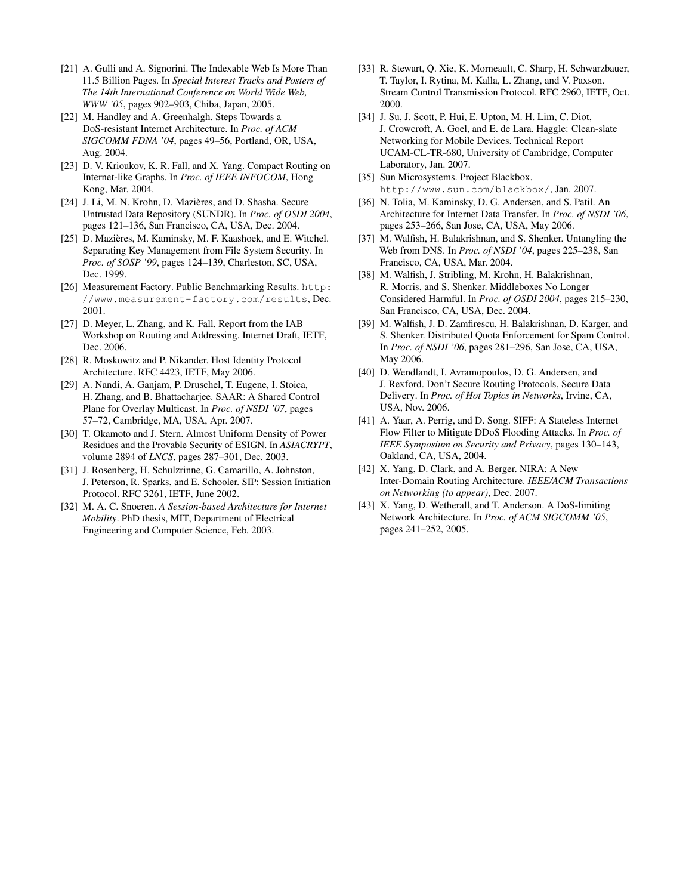[21] A. Gulli and A. Signorini. The Indexable Web Is More Than 11.5 Billion Pages. In *Special Interest Tracks and Posters of The 14th International Conference on World Wide Web, WWW '05*, pages 902–903, Chiba, Japan, 2005.

[22] M. Handley and A. Greenhalgh. Steps Towards a DoS-resistant Internet Architecture. In *Proc. of ACM SIGCOMM FDNA '04*, pages 49–56, Portland, OR, USA, Aug. 2004.

[23] D. V. Krioukov, K. R. Fall, and X. Yang. Compact Routing on Internet-like Graphs. In *Proc. of IEEE INFOCOM*, Hong Kong, Mar. 2004.

[24] J. Li, M. N. Krohn, D. Mazières, and D. Shasha. Secure Untrusted Data Repository (SUNDR). In *Proc. of OSDI 2004*, pages 121–136, San Francisco, CA, USA, Dec. 2004.

[25] D. Mazières, M. Kaminsky, M. F. Kaashoek, and E. Witchel. Separating Key Management from File System Security. In *Proc. of SOSP '99*, pages 124–139, Charleston, SC, USA, Dec. 1999.

[26] Measurement Factory. Public Benchmarking Results. `http://www.measurement-factory.com/results`, Dec. 2001.

[27] D. Meyer, L. Zhang, and K. Fall. Report from the IAB Workshop on Routing and Addressing. Internet Draft, IETF, Dec. 2006.

[28] R. Moskowitz and P. Nikander. Host Identity Protocol Architecture. RFC 4423, IETF, May 2006.

[29] A. Nandi, A. Ganjam, P. Druschel, T. Eugene, I. Stoica, H. Zhang, and B. Bhattacharjee. SAAR: A Shared Control Plane for Overlay Multicast. In *Proc. of NSDI '07*, pages 57–72, Cambridge, MA, USA, Apr. 2007.

[30] T. Okamoto and J. Stern. Almost Uniform Density of Power Residues and the Provable Security of ESIGN. In *ASIACRYPT*, volume 2894 of *LNCS*, pages 287–301, Dec. 2003.

[31] J. Rosenberg, H. Schulzrinne, G. Camarillo, A. Johnston, J. Peterson, R. Sparks, and E. Schooler. SIP: Session Initiation Protocol. RFC 3261, IETF, June 2002.

[32] M. A. C. Snoeren. *A Session-based Architecture for Internet Mobility*. PhD thesis, MIT, Department of Electrical Engineering and Computer Science, Feb. 2003.

[33] R. Stewart, Q. Xie, K. Morneault, C. Sharp, H. Schwarzbauer, T. Taylor, I. Rytina, M. Kalla, L. Zhang, and V. Paxson. Stream Control Transmission Protocol. RFC 2960, IETF, Oct. 2000.

[34] J. Su, J. Scott, P. Hui, E. Upton, M. H. Lim, C. Diot, J. Crowcroft, A. Goel, and E. de Lara. Haggle: Clean-slate Networking for Mobile Devices. Technical Report UCAM-CL-TR-680, University of Cambridge, Computer Laboratory, Jan. 2007.

[35] Sun Microsystems. Project Blackbox. `http://www.sun.com/blackbox/`, Jan. 2007.

[36] N. Tolia, M. Kaminsky, D. G. Andersen, and S. Patil. An Architecture for Internet Data Transfer. In *Proc. of NSDI '06*, pages 253–266, San Jose, CA, USA, May 2006.

[37] M. Walfish, H. Balakrishnan, and S. Shenker. Untangling the Web from DNS. In *Proc. of NSDI '04*, pages 225–238, San Francisco, CA, USA, Mar. 2004.

[38] M. Walfish, J. Stribling, M. Krohn, H. Balakrishnan, R. Morris, and S. Shenker. Middleboxes No Longer Considered Harmful. In *Proc. of OSDI 2004*, pages 215–230, San Francisco, CA, USA, Dec. 2004.

[39] M. Walfish, J. D. Zamfirescu, H. Balakrishnan, D. Karger, and S. Shenker. Distributed Quota Enforcement for Spam Control. In *Proc. of NSDI '06*, pages 281–296, San Jose, CA, USA, May 2006.

[40] D. Wendlandt, I. Avramopoulos, D. G. Andersen, and J. Rexford. Don't Secure Routing Protocols, Secure Data Delivery. In *Proc. of Hot Topics in Networks*, Irvine, CA, USA, Nov. 2006.

[41] A. Yaar, A. Perrig, and D. Song. SIFF: A Stateless Internet Flow Filter to Mitigate DDoS Flooding Attacks. In *Proc. of IEEE Symposium on Security and Privacy*, pages 130–143, Oakland, CA, USA, 2004.

[42] X. Yang, D. Clark, and A. Berger. NIRA: A New Inter-Domain Routing Architecture. *IEEE/ACM Transactions on Networking (to appear)*, Dec. 2007.

[43] X. Yang, D. Wetherall, and T. Anderson. A DoS-limiting Network Architecture. In *Proc. of ACM SIGCOMM '05*, pages 241–252, 2005.